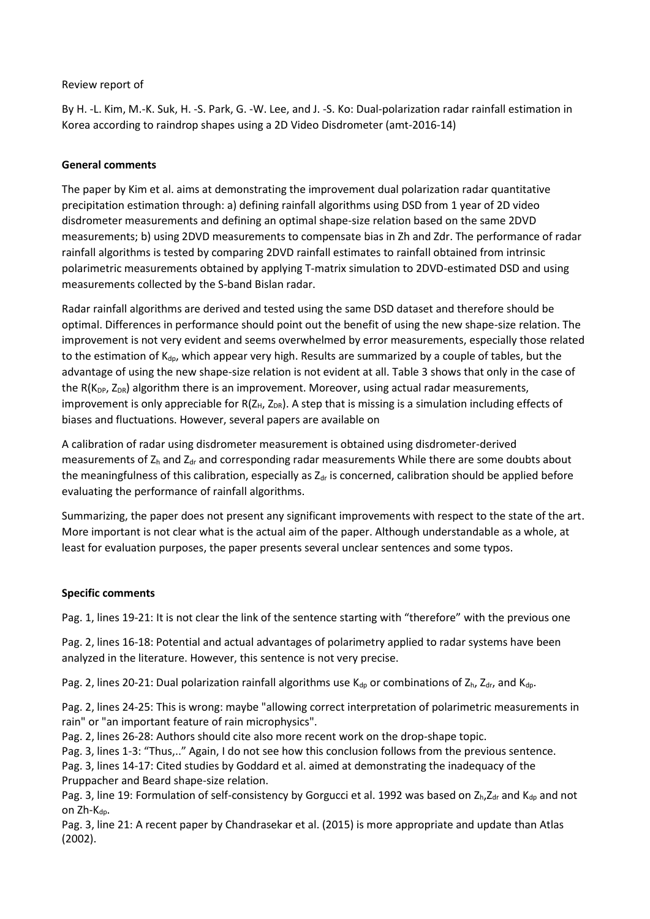Review report of

By H. -L. Kim, M.-K. Suk, H. -S. Park, G. -W. Lee, and J. -S. Ko: Dual-polarization radar rainfall estimation in Korea according to raindrop shapes using a 2D Video Disdrometer (amt-2016-14)

**General comments**

The paper by Kim et al. aims at demonstrating the improvement dual polarization radar quantitative precipitation estimation through: a) defining rainfall algorithms using DSD from 1 year of 2D video disdrometer measurements and defining an optimal shape-size relation based on the same 2DVD measurements; b) using 2DVD measurements to compensate bias in Zh and Zdr. The performance of radar rainfall algorithms is tested by comparing 2DVD rainfall estimates to rainfall obtained from intrinsic polarimetric measurements obtained by applying T-matrix simulation to 2DVD-estimated DSD and using measurements collected by the S-band Bislan radar.

Radar rainfall algorithms are derived and tested using the same DSD dataset and therefore should be optimal. Differences in performance should point out the benefit of using the new shape-size relation. The improvement is not very evident and seems overwhelmed by error measurements, especially those related to the estimation of $K_{dp}$, which appear very high. Results are summarized by a couple of tables, but the advantage of using the new shape-size relation is not evident at all. Table 3 shows that only in the case of the $R(K_{DP}, Z_{DR})$ algorithm there is an improvement. Moreover, using actual radar measurements, improvement is only appreciable for $R(Z_H, Z_{DR})$. A step that is missing is a simulation including effects of biases and fluctuations. However, several papers are available on

A calibration of radar using disdrometer measurement is obtained using disdrometer-derived measurements of $Z_h$ and $Z_{dr}$ and corresponding radar measurements While there are some doubts about the meaningfulness of this calibration, especially as $Z_{dr}$ is concerned, calibration should be applied before evaluating the performance of rainfall algorithms.

Summarizing, the paper does not present any significant improvements with respect to the state of the art. More important is not clear what is the actual aim of the paper. Although understandable as a whole, at least for evaluation purposes, the paper presents several unclear sentences and some typos.

**Specific comments**

Pag. 1, lines 19-21: It is not clear the link of the sentence starting with "therefore" with the previous one

Pag. 2, lines 16-18: Potential and actual advantages of polarimetry applied to radar systems have been analyzed in the literature. However, this sentence is not very precise.

Pag. 2, lines 20-21: Dual polarization rainfall algorithms use $K_{dp}$ or combinations of $Z_h$, $Z_{dr}$, and $K_{dp}$.

Pag. 2, lines 24-25: This is wrong: maybe "allowing correct interpretation of polarimetric measurements in rain" or "an important feature of rain microphysics".

Pag. 2, lines 26-28: Authors should cite also more recent work on the drop-shape topic.

Pag. 3, lines 1-3: "Thus,.." Again, I do not see how this conclusion follows from the previous sentence.

Pag. 3, lines 14-17: Cited studies by Goddard et al. aimed at demonstrating the inadequacy of the Pruppacher and Beard shape-size relation.

Pag. 3, line 19: Formulation of self-consistency by Gorgucci et al. 1992 was based on $Z_h$,$Z_{dr}$ and $K_{dp}$ and not on Zh-$K_{dp}$.

Pag. 3, line 21: A recent paper by Chandrasekar et al. (2015) is more appropriate and update than Atlas (2002).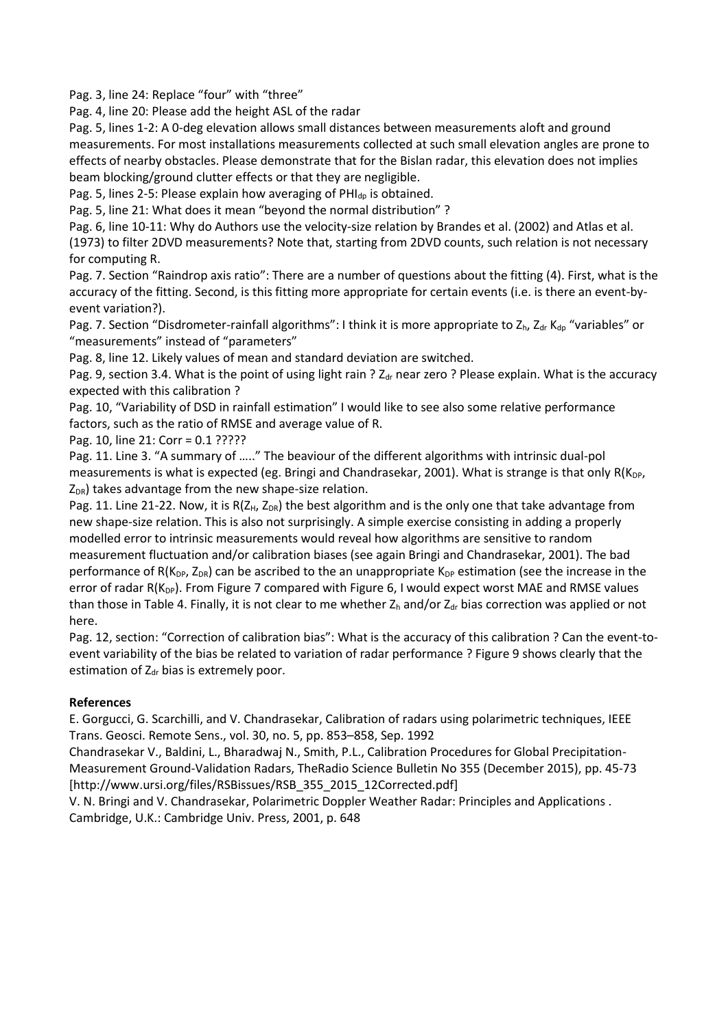Pag. 3, line 24: Replace “four” with “three”

Pag. 4, line 20: Please add the height ASL of the radar

Pag. 5, lines 1-2: A 0-deg elevation allows small distances between measurements aloft and ground measurements. For most installations measurements collected at such small elevation angles are prone to effects of nearby obstacles. Please demonstrate that for the Bislan radar, this elevation does not implies beam blocking/ground clutter effects or that they are negligible.

Pag. 5, lines 2-5: Please explain how averaging of $PHI_{dp}$ is obtained.

Pag. 5, line 21: What does it mean “beyond the normal distribution” ?

Pag. 6, line 10-11: Why do Authors use the velocity-size relation by Brandes et al. (2002) and Atlas et al. (1973) to filter 2DVD measurements? Note that, starting from 2DVD counts, such relation is not necessary for computing R.

Pag. 7. Section “Raindrop axis ratio”: There are a number of questions about the fitting (4). First, what is the accuracy of the fitting. Second, is this fitting more appropriate for certain events (i.e. is there an event-by-event variation?).

Pag. 7. Section “Disdrometer-rainfall algorithms”: I think it is more appropriate to $Z_h$, $Z_{dr}$ $K_{dp}$ “variables” or “measurements” instead of “parameters”

Pag. 8, line 12. Likely values of mean and standard deviation are switched.

Pag. 9, section 3.4. What is the point of using light rain ? $Z_{dr}$ near zero ? Please explain. What is the accuracy expected with this calibration ?

Pag. 10, “Variability of DSD in rainfall estimation” I would like to see also some relative performance factors, such as the ratio of RMSE and average value of R.

Pag. 10, line 21: Corr = 0.1 ?????

Pag. 11. Line 3. “A summary of …..” The beaviour of the different algorithms with intrinsic dual-pol measurements is what is expected (eg. Bringi and Chandrasekar, 2001). What is strange is that only $R(K_{DP}, Z_{DR})$ takes advantage from the new shape-size relation.

Pag. 11. Line 21-22. Now, it is $R(Z_H, Z_{DR})$ the best algorithm and is the only one that take advantage from new shape-size relation. This is also not surprisingly. A simple exercise consisting in adding a properly modelled error to intrinsic measurements would reveal how algorithms are sensitive to random measurement fluctuation and/or calibration biases (see again Bringi and Chandrasekar, 2001). The bad performance of $R(K_{DP}, Z_{DR})$ can be ascribed to the an unappropriate $K_{DP}$ estimation (see the increase in the error of radar $R(K_{DP})$. From Figure 7 compared with Figure 6, I would expect worst MAE and RMSE values than those in Table 4. Finally, it is not clear to me whether $Z_h$ and/or $Z_{dr}$ bias correction was applied or not here.

Pag. 12, section: “Correction of calibration bias”: What is the accuracy of this calibration ? Can the event-to-event variability of the bias be related to variation of radar performance ? Figure 9 shows clearly that the estimation of $Z_{dr}$ bias is extremely poor.

**References**

E. Gorgucci, G. Scarchilli, and V. Chandrasekar, Calibration of radars using polarimetric techniques, IEEE Trans. Geosci. Remote Sens., vol. 30, no. 5, pp. 853–858, Sep. 1992

Chandrasekar V., Baldini, L., Bharadwaj N., Smith, P.L., Calibration Procedures for Global Precipitation-Measurement Ground-Validation Radars, TheRadio Science Bulletin No 355 (December 2015), pp. 45-73 [http://www.ursi.org/files/RSBissues/RSB_355_2015_12Corrected.pdf]

V. N. Bringi and V. Chandrasekar, Polarimetric Doppler Weather Radar: Principles and Applications . Cambridge, U.K.: Cambridge Univ. Press, 2001, p. 648